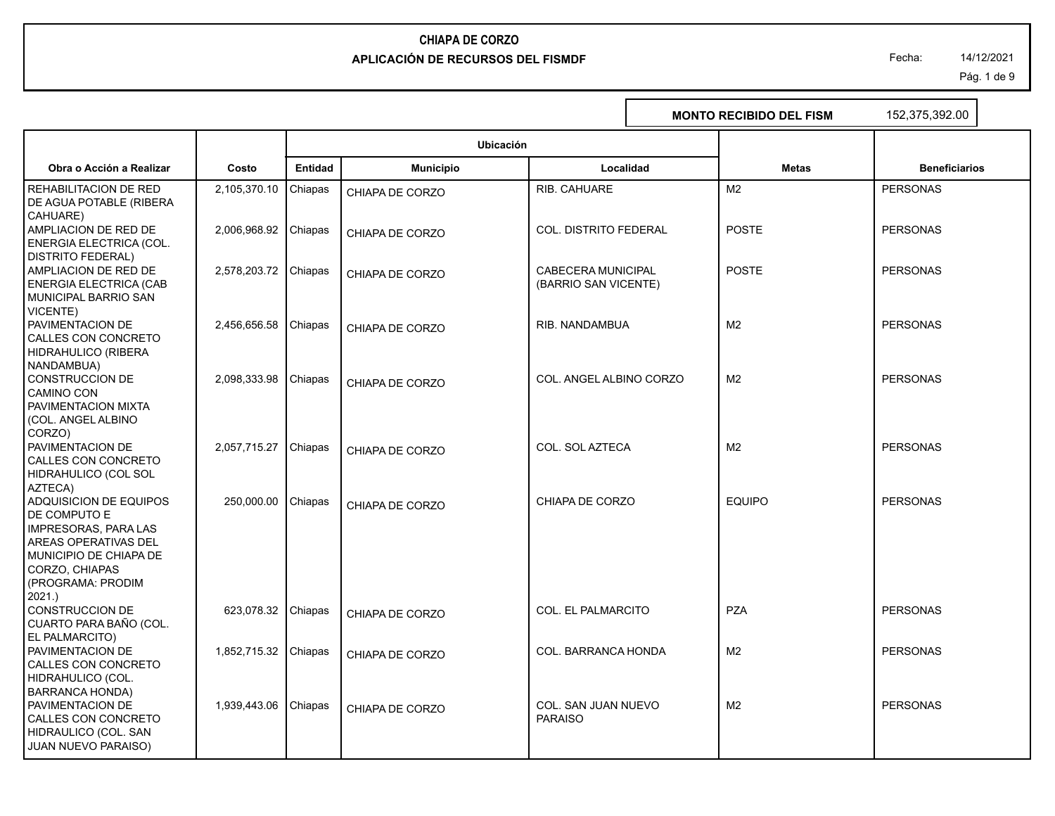# CHIAPA DE CORZO

## APLICACIÓN DE RECURSOS DEL FISMDF

Fecha: 14/12/2021

**MONTO RECIBIDO DEL FISM** 152,375,392.00

| Obra o Acción a Realizar | Costo | Ubicación | | | Metas | Beneficiarios |
|---|---|---|---|---|---|---|
| | | Entidad | Municipio | Localidad | | |
| REHABILITACION DE RED DE AGUA POTABLE (RIBERA CAHUARE) | 2,105,370.10 | Chiapas | CHIAPA DE CORZO | RIB. CAHUARE | M2 | PERSONAS |
| AMPLIACION DE RED DE ENERGIA ELECTRICA (COL. DISTRITO FEDERAL) | 2,006,968.92 | Chiapas | CHIAPA DE CORZO | COL. DISTRITO FEDERAL | POSTE | PERSONAS |
| AMPLIACION DE RED DE ENERGIA ELECTRICA (CAB MUNICIPAL BARRIO SAN VICENTE) | 2,578,203.72 | Chiapas | CHIAPA DE CORZO | CABECERA MUNICIPAL (BARRIO SAN VICENTE) | POSTE | PERSONAS |
| PAVIMENTACION DE CALLES CON CONCRETO HIDRAHULICO (RIBERA NANDAMBUA) | 2,456,656.58 | Chiapas | CHIAPA DE CORZO | RIB. NANDAMBUA | M2 | PERSONAS |
| CONSTRUCCION DE CAMINO CON PAVIMENTACION MIXTA (COL. ANGEL ALBINO CORZO) | 2,098,333.98 | Chiapas | CHIAPA DE CORZO | COL. ANGEL ALBINO CORZO | M2 | PERSONAS |
| PAVIMENTACION DE CALLES CON CONCRETO HIDRAHULICO (COL SOL AZTECA) | 2,057,715.27 | Chiapas | CHIAPA DE CORZO | COL. SOL AZTECA | M2 | PERSONAS |
| ADQUISICION DE EQUIPOS DE COMPUTO E IMPRESORAS, PARA LAS AREAS OPERATIVAS DEL MUNICIPIO DE CHIAPA DE CORZO, CHIAPAS (PROGRAMA: PRODIM 2021.) | 250,000.00 | Chiapas | CHIAPA DE CORZO | CHIAPA DE CORZO | EQUIPO | PERSONAS |
| CONSTRUCCION DE CUARTO PARA BAÑO (COL. EL PALMARCITO) | 623,078.32 | Chiapas | CHIAPA DE CORZO | COL. EL PALMARCITO | PZA | PERSONAS |
| PAVIMENTACION DE CALLES CON CONCRETO HIDRAHULICO (COL. BARRANCA HONDA) | 1,852,715.32 | Chiapas | CHIAPA DE CORZO | COL. BARRANCA HONDA | M2 | PERSONAS |
| PAVIMENTACION DE CALLES CON CONCRETO HIDRAULICO (COL. SAN JUAN NUEVO PARAISO) | 1,939,443.06 | Chiapas | CHIAPA DE CORZO | COL. SAN JUAN NUEVO PARAISO | M2 | PERSONAS |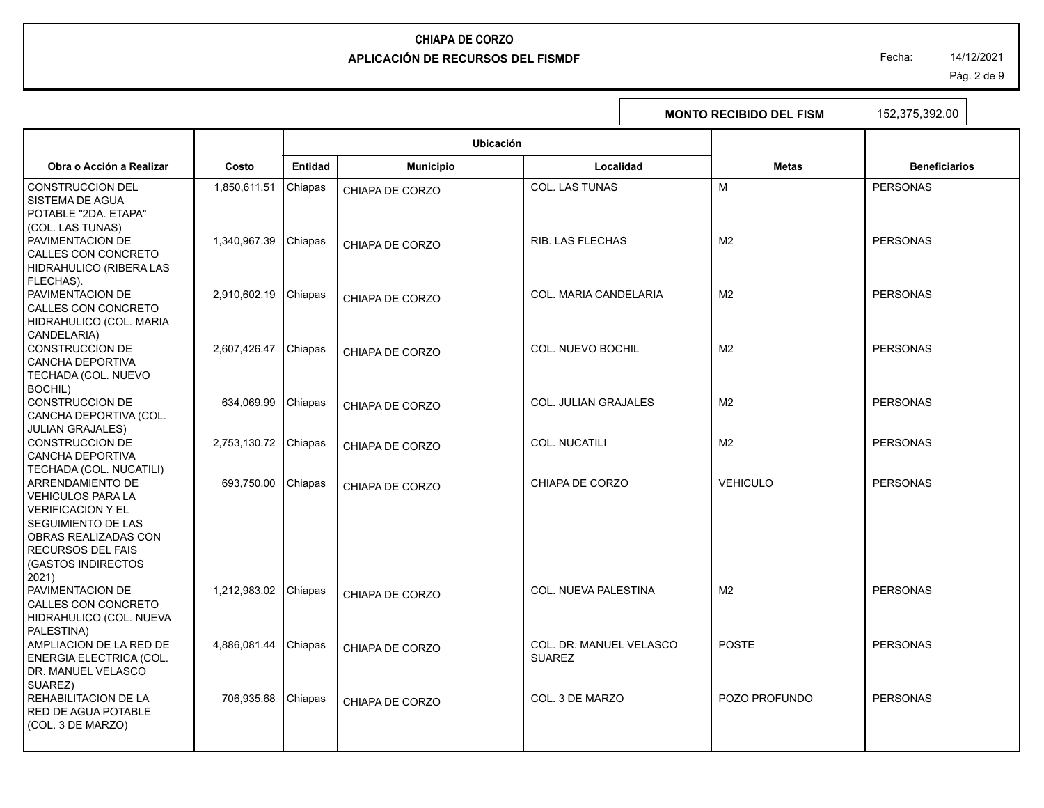**CHIAPA DE CORZO**

**APLICACIÓN DE RECURSOS DEL FISMDF**

Fecha: 14/12/2021

**MONTO RECIBIDO DEL FISM** 152,375,392.00

| Obra o Acción a Realizar | Costo | Ubicación | | | Metas | Beneficiarios |
|---|---|---|---|---|---|---|
| | | Entidad | Municipio | Localidad | | |
| CONSTRUCCION DEL SISTEMA DE AGUA POTABLE "2DA. ETAPA" (COL. LAS TUNAS) | 1,850,611.51 | Chiapas | CHIAPA DE CORZO | COL. LAS TUNAS | M | PERSONAS |
| PAVIMENTACION DE CALLES CON CONCRETO HIDRAHULICO (RIBERA LAS FLECHAS). | 1,340,967.39 | Chiapas | CHIAPA DE CORZO | RIB. LAS FLECHAS | M2 | PERSONAS |
| PAVIMENTACION DE CALLES CON CONCRETO HIDRAHULICO (COL. MARIA CANDELARIA) | 2,910,602.19 | Chiapas | CHIAPA DE CORZO | COL. MARIA CANDELARIA | M2 | PERSONAS |
| CONSTRUCCION DE CANCHA DEPORTIVA TECHADA (COL. NUEVO BOCHIL) | 2,607,426.47 | Chiapas | CHIAPA DE CORZO | COL. NUEVO BOCHIL | M2 | PERSONAS |
| CONSTRUCCION DE CANCHA DEPORTIVA (COL. JULIAN GRAJALES) | 634,069.99 | Chiapas | CHIAPA DE CORZO | COL. JULIAN GRAJALES | M2 | PERSONAS |
| CONSTRUCCION DE CANCHA DEPORTIVA TECHADA (COL. NUCATILI) | 2,753,130.72 | Chiapas | CHIAPA DE CORZO | COL. NUCATILI | M2 | PERSONAS |
| ARRENDAMIENTO DE VEHICULOS PARA LA VERIFICACION Y EL SEGUIMIENTO DE LAS OBRAS REALIZADAS CON RECURSOS DEL FAIS (GASTOS INDIRECTOS 2021) | 693,750.00 | Chiapas | CHIAPA DE CORZO | CHIAPA DE CORZO | VEHICULO | PERSONAS |
| PAVIMENTACION DE CALLES CON CONCRETO HIDRAHULICO (COL. NUEVA PALESTINA) | 1,212,983.02 | Chiapas | CHIAPA DE CORZO | COL. NUEVA PALESTINA | M2 | PERSONAS |
| AMPLIACION DE LA RED DE ENERGIA ELECTRICA (COL. DR. MANUEL VELASCO SUAREZ) | 4,886,081.44 | Chiapas | CHIAPA DE CORZO | COL. DR. MANUEL VELASCO SUAREZ | POSTE | PERSONAS |
| REHABILITACION DE LA RED DE AGUA POTABLE (COL. 3 DE MARZO) | 706,935.68 | Chiapas | CHIAPA DE CORZO | COL. 3 DE MARZO | POZO PROFUNDO | PERSONAS |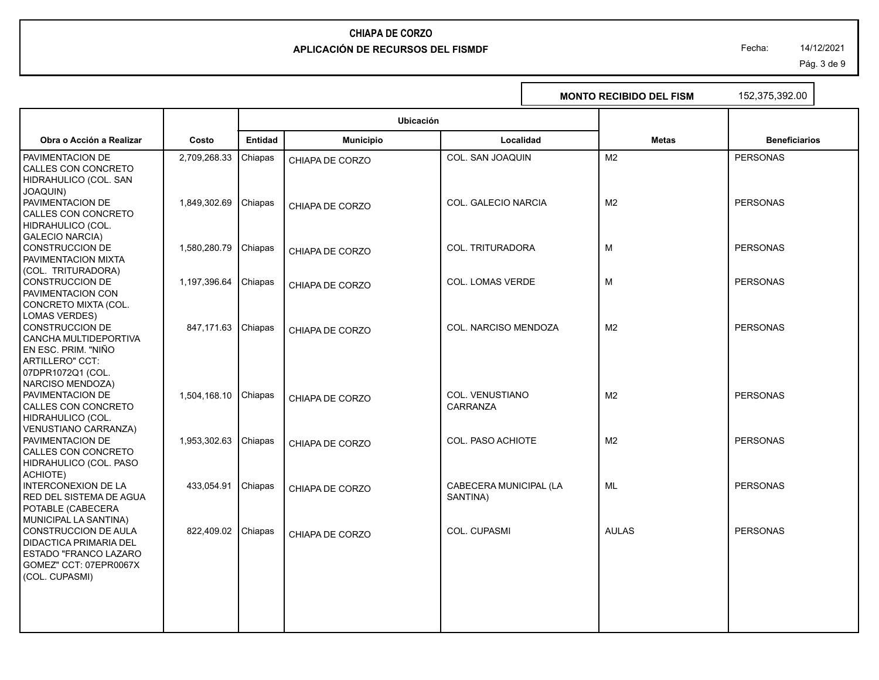# CHIAPA DE CORZO

## APLICACIÓN DE RECURSOS DEL FISMDF

Fecha: 14/12/2021

**MONTO RECIBIDO DEL FISM** 152,375,392.00

| Obra o Acción a Realizar | Costo | Ubicación | | | Metas | Beneficiarios |
|---|---|---|---|---|---|---|
| | | Entidad | Municipio | Localidad | | |
| PAVIMENTACION DE CALLES CON CONCRETO HIDRAHULICO (COL. SAN JOAQUIN) | 2,709,268.33 | Chiapas | CHIAPA DE CORZO | COL. SAN JOAQUIN | M2 | PERSONAS |
| PAVIMENTACION DE CALLES CON CONCRETO HIDRAHULICO (COL. GALECIO NARCIA) | 1,849,302.69 | Chiapas | CHIAPA DE CORZO | COL. GALECIO NARCIA | M2 | PERSONAS |
| CONSTRUCCION DE PAVIMENTACION MIXTA (COL. TRITURADORA) | 1,580,280.79 | Chiapas | CHIAPA DE CORZO | COL. TRITURADORA | M | PERSONAS |
| CONSTRUCCION DE PAVIMENTACION CON CONCRETO MIXTA (COL. LOMAS VERDES) | 1,197,396.64 | Chiapas | CHIAPA DE CORZO | COL. LOMAS VERDE | M | PERSONAS |
| CONSTRUCCION DE CANCHA MULTIDEPORTIVA EN ESC. PRIM. "NIÑO ARTILLERO" CCT: 07DPR1072Q1 (COL. NARCISO MENDOZA) | 847,171.63 | Chiapas | CHIAPA DE CORZO | COL. NARCISO MENDOZA | M2 | PERSONAS |
| PAVIMENTACION DE CALLES CON CONCRETO HIDRAHULICO (COL. VENUSTIANO CARRANZA) | 1,504,168.10 | Chiapas | CHIAPA DE CORZO | COL. VENUSTIANO CARRANZA | M2 | PERSONAS |
| PAVIMENTACION DE CALLES CON CONCRETO HIDRAHULICO (COL. PASO ACHIOTE) | 1,953,302.63 | Chiapas | CHIAPA DE CORZO | COL. PASO ACHIOTE | M2 | PERSONAS |
| INTERCONEXION DE LA RED DEL SISTEMA DE AGUA POTABLE (CABECERA MUNICIPAL LA SANTINA) | 433,054.91 | Chiapas | CHIAPA DE CORZO | CABECERA MUNICIPAL (LA SANTINA) | ML | PERSONAS |
| CONSTRUCCION DE AULA DIDACTICA PRIMARIA DEL ESTADO "FRANCO LAZARO GOMEZ" CCT: 07EPR0067X (COL. CUPASMI) | 822,409.02 | Chiapas | CHIAPA DE CORZO | COL. CUPASMI | AULAS | PERSONAS |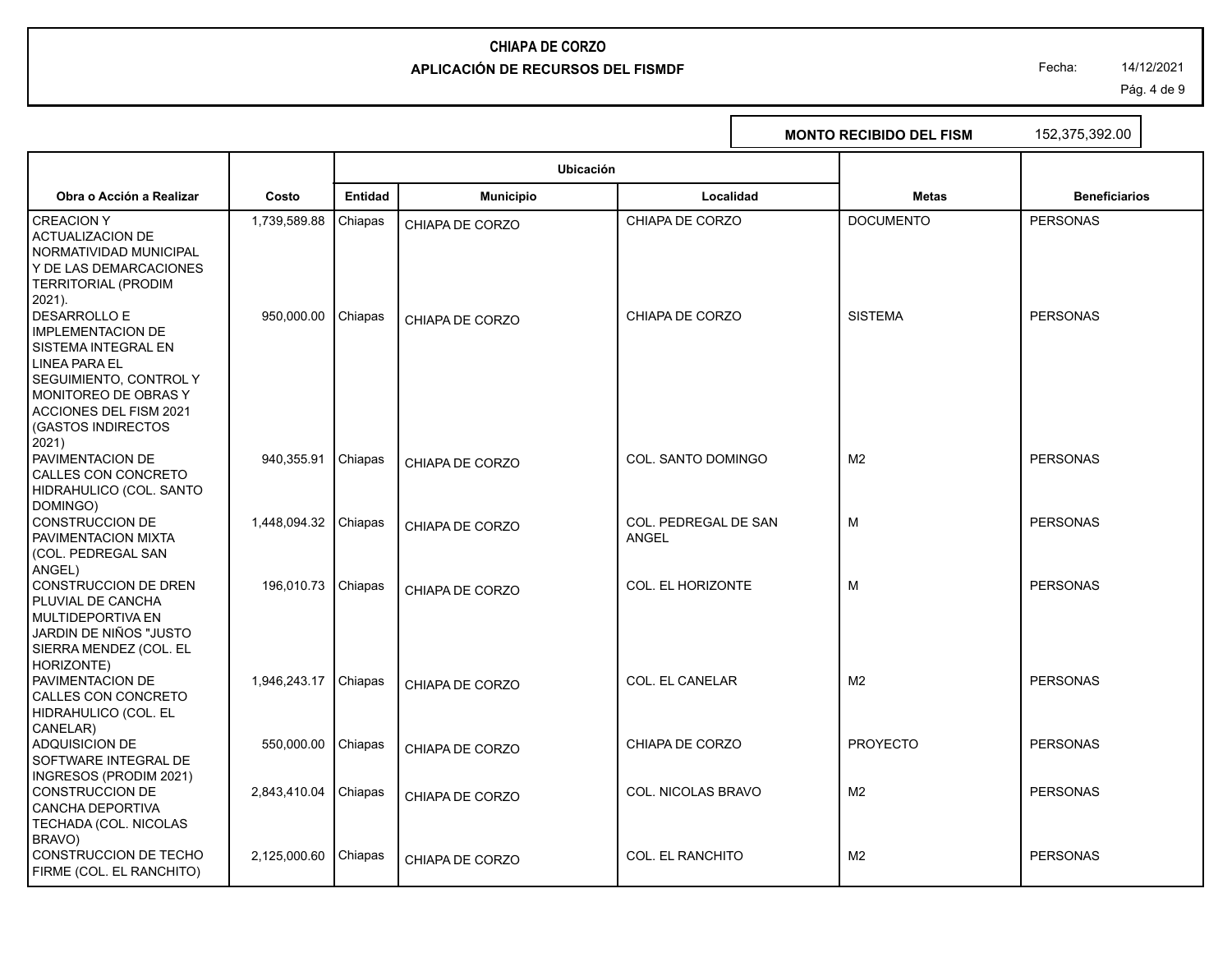# CHIAPA DE CORZO

## APLICACIÓN DE RECURSOS DEL FISMDF

Fecha: 14/12/2021

**MONTO RECIBIDO DEL FISM** 152,375,392.00

| Obra o Acción a Realizar | Costo | Ubicación | | | Metas | Beneficiarios |
|---|---|---|---|---|---|---|
| | | Entidad | Municipio | Localidad | | |
| CREACION Y ACTUALIZACION DE NORMATIVIDAD MUNICIPAL Y DE LAS DEMARCACIONES TERRITORIAL (PRODIM 2021). | 1,739,589.88 | Chiapas | CHIAPA DE CORZO | CHIAPA DE CORZO | DOCUMENTO | PERSONAS |
| DESARROLLO E IMPLEMENTACION DE SISTEMA INTEGRAL EN LINEA PARA EL SEGUIMIENTO, CONTROL Y MONITOREO DE OBRAS Y ACCIONES DEL FISM 2021 (GASTOS INDIRECTOS 2021) | 950,000.00 | Chiapas | CHIAPA DE CORZO | CHIAPA DE CORZO | SISTEMA | PERSONAS |
| PAVIMENTACION DE CALLES CON CONCRETO HIDRAHULICO (COL. SANTO DOMINGO) | 940,355.91 | Chiapas | CHIAPA DE CORZO | COL. SANTO DOMINGO | M2 | PERSONAS |
| CONSTRUCCION DE PAVIMENTACION MIXTA (COL. PEDREGAL SAN ANGEL) | 1,448,094.32 | Chiapas | CHIAPA DE CORZO | COL. PEDREGAL DE SAN ANGEL | M | PERSONAS |
| CONSTRUCCION DE DREN PLUVIAL DE CANCHA MULTIDEPORTIVA EN JARDIN DE NIÑOS "JUSTO SIERRA MENDEZ (COL. EL HORIZONTE) | 196,010.73 | Chiapas | CHIAPA DE CORZO | COL. EL HORIZONTE | M | PERSONAS |
| PAVIMENTACION DE CALLES CON CONCRETO HIDRAHULICO (COL. EL CANELAR) | 1,946,243.17 | Chiapas | CHIAPA DE CORZO | COL. EL CANELAR | M2 | PERSONAS |
| ADQUISICION DE SOFTWARE INTEGRAL DE INGRESOS (PRODIM 2021) | 550,000.00 | Chiapas | CHIAPA DE CORZO | CHIAPA DE CORZO | PROYECTO | PERSONAS |
| CONSTRUCCION DE CANCHA DEPORTIVA TECHADA (COL. NICOLAS BRAVO) | 2,843,410.04 | Chiapas | CHIAPA DE CORZO | COL. NICOLAS BRAVO | M2 | PERSONAS |
| CONSTRUCCION DE TECHO FIRME (COL. EL RANCHITO) | 2,125,000.60 | Chiapas | CHIAPA DE CORZO | COL. EL RANCHITO | M2 | PERSONAS |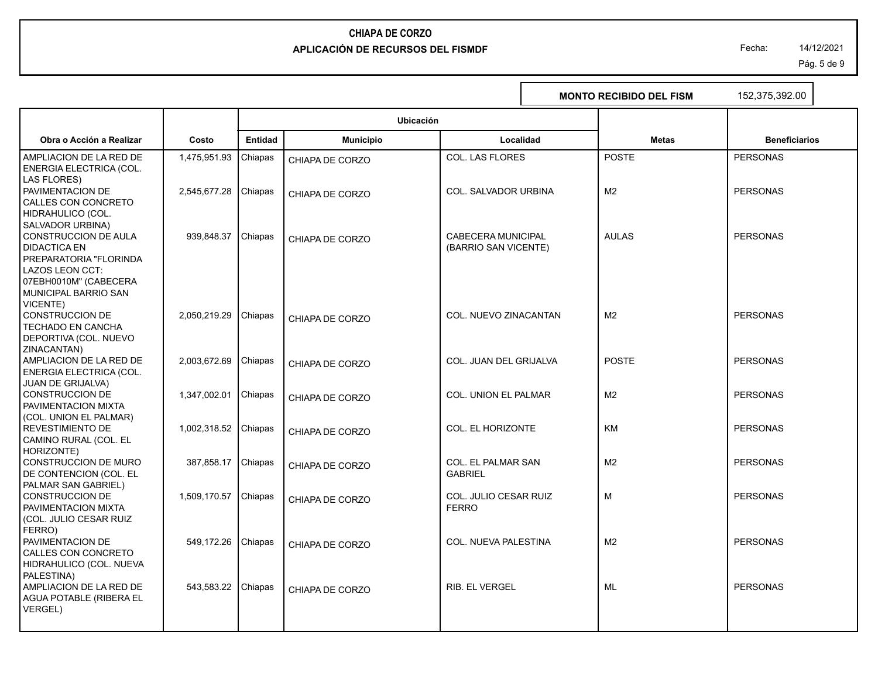# CHIAPA DE CORZO

## APLICACIÓN DE RECURSOS DEL FISMDF

Fecha: 14/12/2021

**MONTO RECIBIDO DEL FISM** 152,375,392.00

| Obra o Acción a Realizar | Costo | Ubicación | | | Metas | Beneficiarios |
|---|---|---|---|---|---|---|
| | | Entidad | Municipio | Localidad | | |
| AMPLIACION DE LA RED DE ENERGIA ELECTRICA (COL. LAS FLORES) | 1,475,951.93 | Chiapas | CHIAPA DE CORZO | COL. LAS FLORES | POSTE | PERSONAS |
| PAVIMENTACION DE CALLES CON CONCRETO HIDRAHULICO (COL. SALVADOR URBINA) | 2,545,677.28 | Chiapas | CHIAPA DE CORZO | COL. SALVADOR URBINA | M2 | PERSONAS |
| CONSTRUCCION DE AULA DIDACTICA EN PREPARATORIA "FLORINDA LAZOS LEON CCT: 07EBH0010M" (CABECERA MUNICIPAL BARRIO SAN VICENTE) | 939,848.37 | Chiapas | CHIAPA DE CORZO | CABECERA MUNICIPAL (BARRIO SAN VICENTE) | AULAS | PERSONAS |
| CONSTRUCCION DE TECHADO EN CANCHA DEPORTIVA (COL. NUEVO ZINACANTAN) | 2,050,219.29 | Chiapas | CHIAPA DE CORZO | COL. NUEVO ZINACANTAN | M2 | PERSONAS |
| AMPLIACION DE LA RED DE ENERGIA ELECTRICA (COL. JUAN DE GRIJALVA) | 2,003,672.69 | Chiapas | CHIAPA DE CORZO | COL. JUAN DEL GRIJALVA | POSTE | PERSONAS |
| CONSTRUCCION DE PAVIMENTACION MIXTA (COL. UNION EL PALMAR) | 1,347,002.01 | Chiapas | CHIAPA DE CORZO | COL. UNION EL PALMAR | M2 | PERSONAS |
| REVESTIMIENTO DE CAMINO RURAL (COL. EL HORIZONTE) | 1,002,318.52 | Chiapas | CHIAPA DE CORZO | COL. EL HORIZONTE | KM | PERSONAS |
| CONSTRUCCION DE MURO DE CONTENCION (COL. EL PALMAR SAN GABRIEL) | 387,858.17 | Chiapas | CHIAPA DE CORZO | COL. EL PALMAR SAN GABRIEL | M2 | PERSONAS |
| CONSTRUCCION DE PAVIMENTACION MIXTA (COL. JULIO CESAR RUIZ FERRO) | 1,509,170.57 | Chiapas | CHIAPA DE CORZO | COL. JULIO CESAR RUIZ FERRO | M | PERSONAS |
| PAVIMENTACION DE CALLES CON CONCRETO HIDRAHULICO (COL. NUEVA PALESTINA) | 549,172.26 | Chiapas | CHIAPA DE CORZO | COL. NUEVA PALESTINA | M2 | PERSONAS |
| AMPLIACION DE LA RED DE AGUA POTABLE (RIBERA EL VERGEL) | 543,583.22 | Chiapas | CHIAPA DE CORZO | RIB. EL VERGEL | ML | PERSONAS |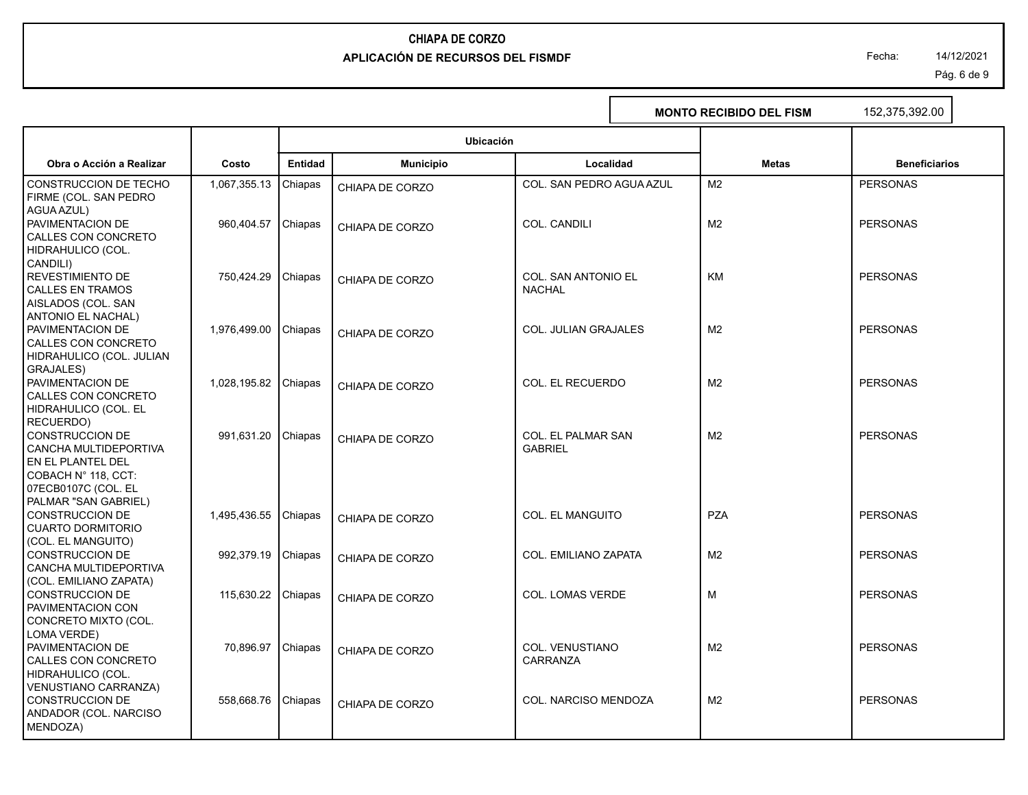# CHIAPA DE CORZO

## APLICACIÓN DE RECURSOS DEL FISMDF

Fecha: 14/12/2021

**MONTO RECIBIDO DEL FISM** 152,375,392.00

| Obra o Acción a Realizar | Costo | Ubicación | | | Metas | Beneficiarios |
|---|---|---|---|---|---|---|
| | | Entidad | Municipio | Localidad | | |
| CONSTRUCCION DE TECHO FIRME (COL. SAN PEDRO AGUA AZUL) | 1,067,355.13 | Chiapas | CHIAPA DE CORZO | COL. SAN PEDRO AGUA AZUL | M2 | PERSONAS |
| PAVIMENTACION DE CALLES CON CONCRETO HIDRAHULICO (COL. CANDILI) | 960,404.57 | Chiapas | CHIAPA DE CORZO | COL. CANDILI | M2 | PERSONAS |
| REVESTIMIENTO DE CALLES EN TRAMOS AISLADOS (COL. SAN ANTONIO EL NACHAL) | 750,424.29 | Chiapas | CHIAPA DE CORZO | COL. SAN ANTONIO EL NACHAL | KM | PERSONAS |
| PAVIMENTACION DE CALLES CON CONCRETO HIDRAHULICO (COL. JULIAN GRAJALES) | 1,976,499.00 | Chiapas | CHIAPA DE CORZO | COL. JULIAN GRAJALES | M2 | PERSONAS |
| PAVIMENTACION DE CALLES CON CONCRETO HIDRAHULICO (COL. EL RECUERDO) | 1,028,195.82 | Chiapas | CHIAPA DE CORZO | COL. EL RECUERDO | M2 | PERSONAS |
| CONSTRUCCION DE CANCHA MULTIDEPORTIVA EN EL PLANTEL DEL COBACH N° 118, CCT: 07ECB0107C (COL. EL PALMAR "SAN GABRIEL) | 991,631.20 | Chiapas | CHIAPA DE CORZO | COL. EL PALMAR SAN GABRIEL | M2 | PERSONAS |
| CONSTRUCCION DE CUARTO DORMITORIO (COL. EL MANGUITO) | 1,495,436.55 | Chiapas | CHIAPA DE CORZO | COL. EL MANGUITO | PZA | PERSONAS |
| CONSTRUCCION DE CANCHA MULTIDEPORTIVA (COL. EMILIANO ZAPATA) | 992,379.19 | Chiapas | CHIAPA DE CORZO | COL. EMILIANO ZAPATA | M2 | PERSONAS |
| CONSTRUCCION DE PAVIMENTACION CON CONCRETO MIXTO (COL. LOMA VERDE) | 115,630.22 | Chiapas | CHIAPA DE CORZO | COL. LOMAS VERDE | M | PERSONAS |
| PAVIMENTACION DE CALLES CON CONCRETO HIDRAHULICO (COL. VENUSTIANO CARRANZA) | 70,896.97 | Chiapas | CHIAPA DE CORZO | COL. VENUSTIANO CARRANZA | M2 | PERSONAS |
| CONSTRUCCION DE ANDADOR (COL. NARCISO MENDOZA) | 558,668.76 | Chiapas | CHIAPA DE CORZO | COL. NARCISO MENDOZA | M2 | PERSONAS |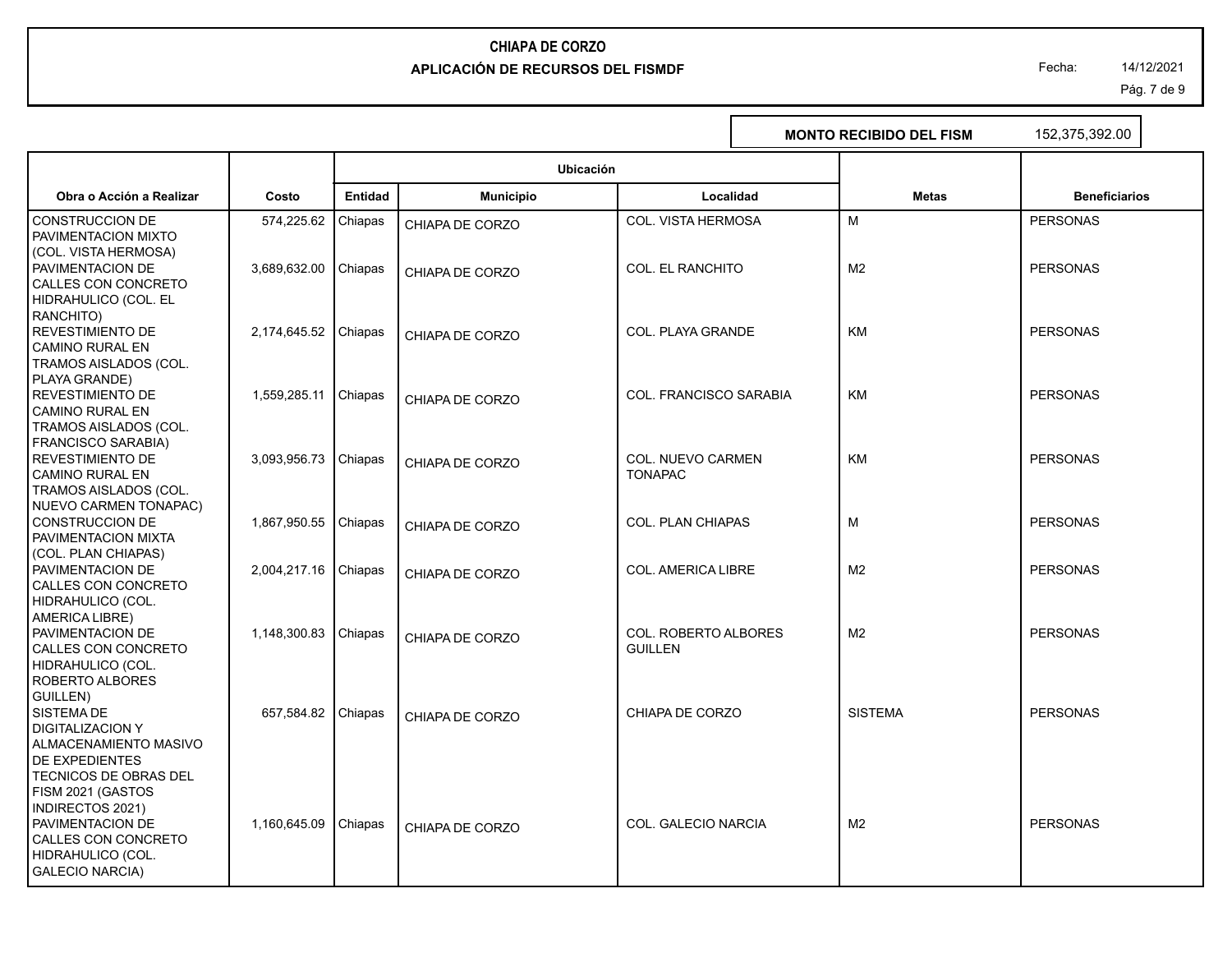**CHIAPA DE CORZO**

**APLICACIÓN DE RECURSOS DEL FISMDF**

Fecha: 14/12/2021

**MONTO RECIBIDO DEL FISM** 152,375,392.00

| Obra o Acción a Realizar | Costo | Ubicación | | | Metas | Beneficiarios |
|---|---|---|---|---|---|---|
| | | Entidad | Municipio | Localidad | | |
| CONSTRUCCION DE PAVIMENTACION MIXTO (COL. VISTA HERMOSA) | 574,225.62 | Chiapas | CHIAPA DE CORZO | COL. VISTA HERMOSA | M | PERSONAS |
| PAVIMENTACION DE CALLES CON CONCRETO HIDRAHULICO (COL. EL RANCHITO) | 3,689,632.00 | Chiapas | CHIAPA DE CORZO | COL. EL RANCHITO | M2 | PERSONAS |
| REVESTIMIENTO DE CAMINO RURAL EN TRAMOS AISLADOS (COL. PLAYA GRANDE) | 2,174,645.52 | Chiapas | CHIAPA DE CORZO | COL. PLAYA GRANDE | KM | PERSONAS |
| REVESTIMIENTO DE CAMINO RURAL EN TRAMOS AISLADOS (COL. FRANCISCO SARABIA) | 1,559,285.11 | Chiapas | CHIAPA DE CORZO | COL. FRANCISCO SARABIA | KM | PERSONAS |
| REVESTIMIENTO DE CAMINO RURAL EN TRAMOS AISLADOS (COL. NUEVO CARMEN TONAPAC) | 3,093,956.73 | Chiapas | CHIAPA DE CORZO | COL. NUEVO CARMEN TONAPAC | KM | PERSONAS |
| CONSTRUCCION DE PAVIMENTACION MIXTA (COL. PLAN CHIAPAS) | 1,867,950.55 | Chiapas | CHIAPA DE CORZO | COL. PLAN CHIAPAS | M | PERSONAS |
| PAVIMENTACION DE CALLES CON CONCRETO HIDRAHULICO (COL. AMERICA LIBRE) | 2,004,217.16 | Chiapas | CHIAPA DE CORZO | COL. AMERICA LIBRE | M2 | PERSONAS |
| PAVIMENTACION DE CALLES CON CONCRETO HIDRAHULICO (COL. ROBERTO ALBORES GUILLEN) | 1,148,300.83 | Chiapas | CHIAPA DE CORZO | COL. ROBERTO ALBORES GUILLEN | M2 | PERSONAS |
| SISTEMA DE DIGITALIZACION Y ALMACENAMIENTO MASIVO DE EXPEDIENTES TECNICOS DE OBRAS DEL FISM 2021 (GASTOS INDIRECTOS 2021) | 657,584.82 | Chiapas | CHIAPA DE CORZO | CHIAPA DE CORZO | SISTEMA | PERSONAS |
| PAVIMENTACION DE CALLES CON CONCRETO HIDRAHULICO (COL. GALECIO NARCIA) | 1,160,645.09 | Chiapas | CHIAPA DE CORZO | COL. GALECIO NARCIA | M2 | PERSONAS |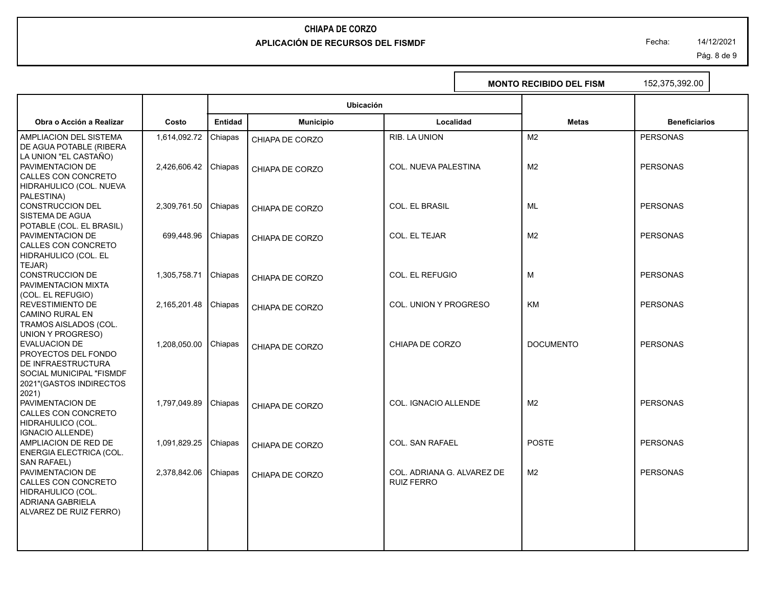# CHIAPA DE CORZO

## APLICACIÓN DE RECURSOS DEL FISMDF

Fecha: 14/12/2021

**MONTO RECIBIDO DEL FISM** 152,375,392.00

| Obra o Acción a Realizar | Costo | Ubicación | | | Metas | Beneficiarios |
|---|---|---|---|---|---|---|
| | | Entidad | Municipio | Localidad | | |
| AMPLIACION DEL SISTEMA DE AGUA POTABLE (RIBERA LA UNION "EL CASTAÑO) | 1,614,092.72 | Chiapas | CHIAPA DE CORZO | RIB. LA UNION | M2 | PERSONAS |
| PAVIMENTACION DE CALLES CON CONCRETO HIDRAHULICO (COL. NUEVA PALESTINA) | 2,426,606.42 | Chiapas | CHIAPA DE CORZO | COL. NUEVA PALESTINA | M2 | PERSONAS |
| CONSTRUCCION DEL SISTEMA DE AGUA POTABLE (COL. EL BRASIL) | 2,309,761.50 | Chiapas | CHIAPA DE CORZO | COL. EL BRASIL | ML | PERSONAS |
| PAVIMENTACION DE CALLES CON CONCRETO HIDRAHULICO (COL. EL TEJAR) | 699,448.96 | Chiapas | CHIAPA DE CORZO | COL. EL TEJAR | M2 | PERSONAS |
| CONSTRUCCION DE PAVIMENTACION MIXTA (COL. EL REFUGIO) | 1,305,758.71 | Chiapas | CHIAPA DE CORZO | COL. EL REFUGIO | M | PERSONAS |
| REVESTIMIENTO DE CAMINO RURAL EN TRAMOS AISLADOS (COL. UNION Y PROGRESO) | 2,165,201.48 | Chiapas | CHIAPA DE CORZO | COL. UNION Y PROGRESO | KM | PERSONAS |
| EVALUACION DE PROYECTOS DEL FONDO DE INFRAESTRUCTURA SOCIAL MUNICIPAL "FISMDF 2021"(GASTOS INDIRECTOS 2021) | 1,208,050.00 | Chiapas | CHIAPA DE CORZO | CHIAPA DE CORZO | DOCUMENTO | PERSONAS |
| PAVIMENTACION DE CALLES CON CONCRETO HIDRAHULICO (COL. IGNACIO ALLENDE) | 1,797,049.89 | Chiapas | CHIAPA DE CORZO | COL. IGNACIO ALLENDE | M2 | PERSONAS |
| AMPLIACION DE RED DE ENERGIA ELECTRICA (COL. SAN RAFAEL) | 1,091,829.25 | Chiapas | CHIAPA DE CORZO | COL. SAN RAFAEL | POSTE | PERSONAS |
| PAVIMENTACION DE CALLES CON CONCRETO HIDRAHULICO (COL. ADRIANA GABRIELA ALVAREZ DE RUIZ FERRO) | 2,378,842.06 | Chiapas | CHIAPA DE CORZO | COL. ADRIANA G. ALVAREZ DE RUIZ FERRO | M2 | PERSONAS |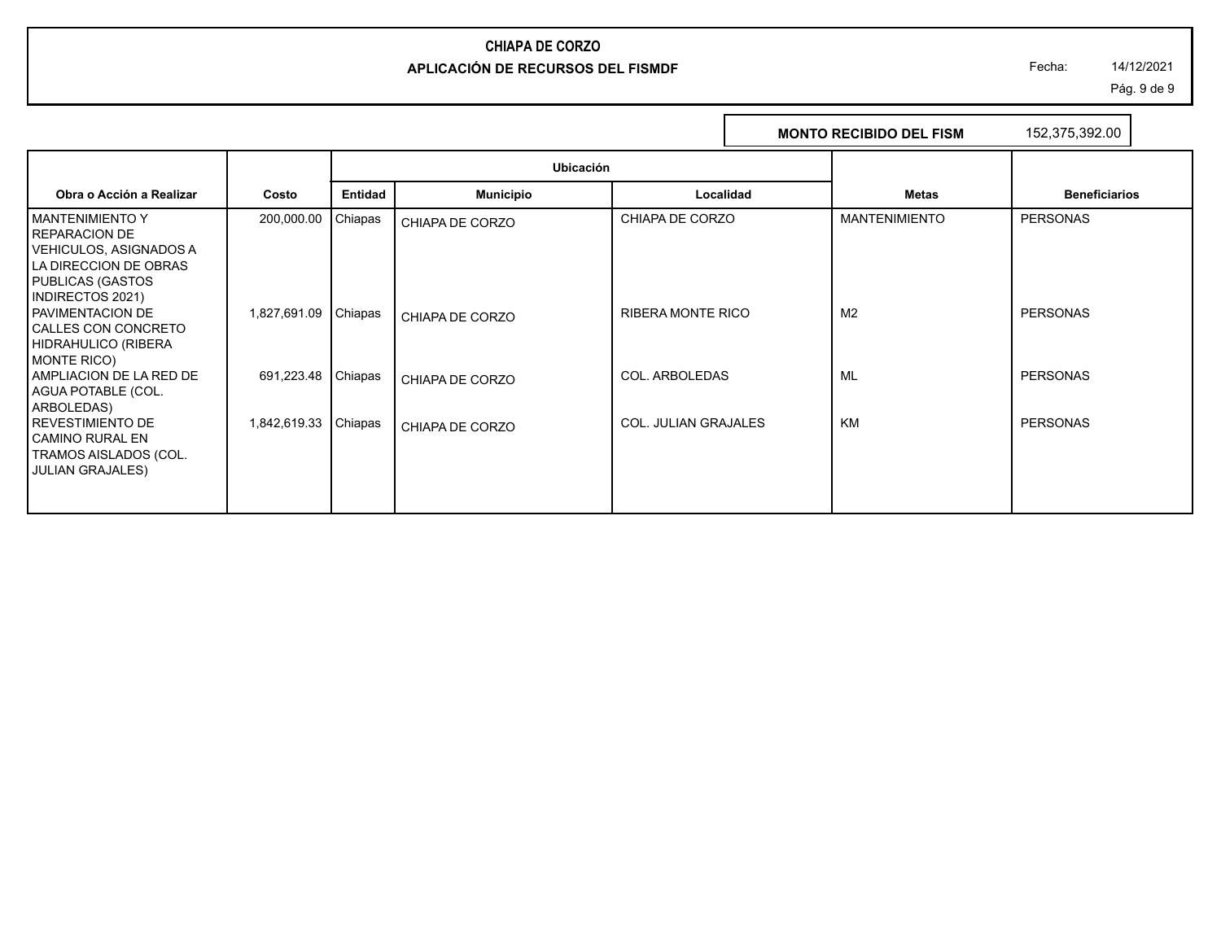**CHIAPA DE CORZO**

**APLICACIÓN DE RECURSOS DEL FISMDF**

Fecha: 14/12/2021

**MONTO RECIBIDO DEL FISM** 152,375,392.00

| Obra o Acción a Realizar | Costo | Ubicación | | | Metas | Beneficiarios |
|---|---|---|---|---|---|---|
| | | Entidad | Municipio | Localidad | | |
| MANTENIMIENTO Y REPARACION DE VEHICULOS, ASIGNADOS A LA DIRECCION DE OBRAS PUBLICAS (GASTOS INDIRECTOS 2021) | 200,000.00 | Chiapas | CHIAPA DE CORZO | CHIAPA DE CORZO | MANTENIMIENTO | PERSONAS |
| PAVIMENTACION DE CALLES CON CONCRETO HIDRAHULICO (RIBERA MONTE RICO) | 1,827,691.09 | Chiapas | CHIAPA DE CORZO | RIBERA MONTE RICO | M2 | PERSONAS |
| AMPLIACION DE LA RED DE AGUA POTABLE (COL. ARBOLEDAS) | 691,223.48 | Chiapas | CHIAPA DE CORZO | COL. ARBOLEDAS | ML | PERSONAS |
| REVESTIMIENTO DE CAMINO RURAL EN TRAMOS AISLADOS (COL. JULIAN GRAJALES) | 1,842,619.33 | Chiapas | CHIAPA DE CORZO | COL. JULIAN GRAJALES | KM | PERSONAS |